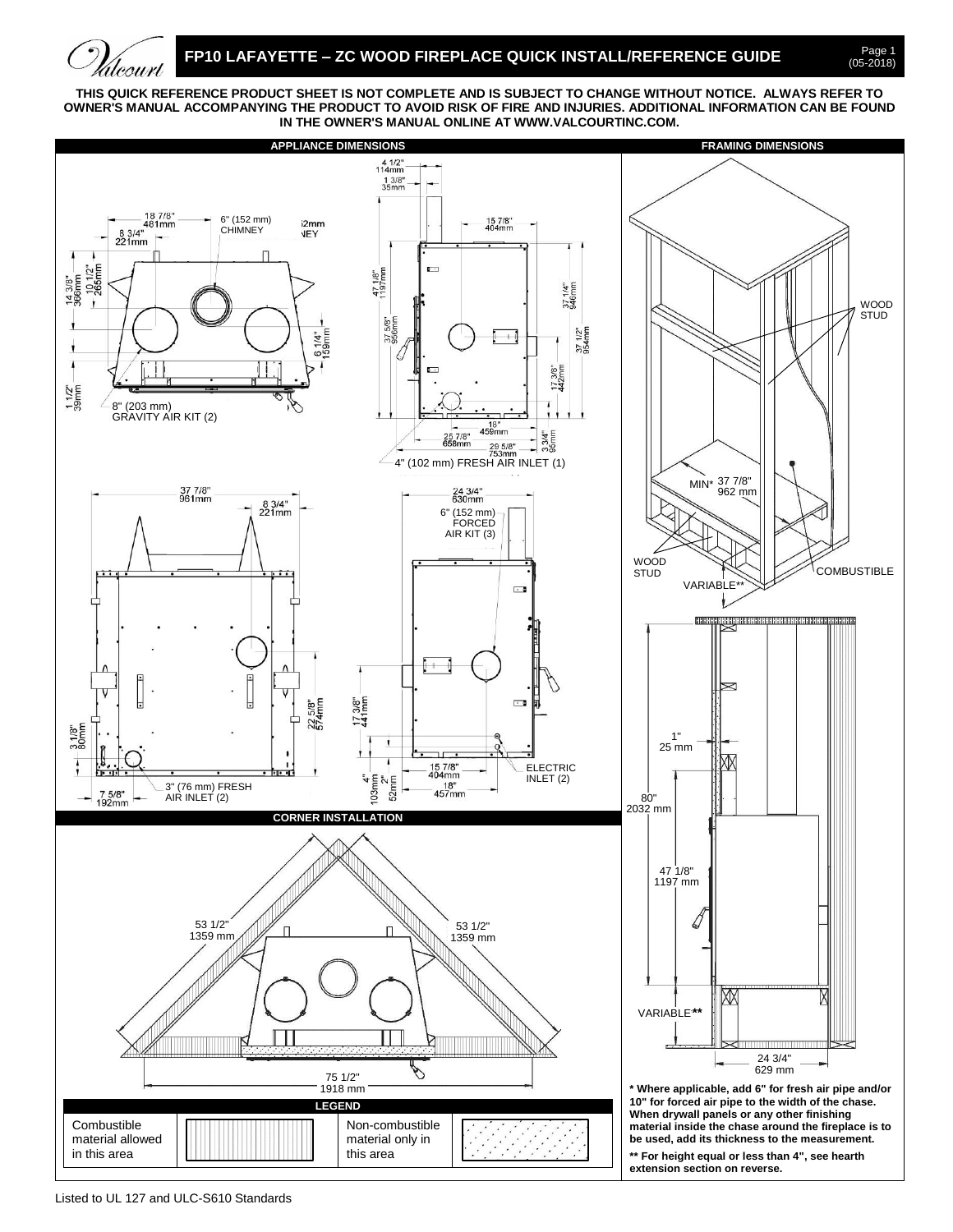# FP10 LAFAYETTE – ZC WOOD FIREPLACE QUICK INSTALL/REFERENCE GUIDE

**THIS QUICK REFERENCE PRODUCT SHEET IS NOT COMPLETE AND IS SUBJECT TO CHANGE WITHOUT NOTICE. ALWAYS REFER TO OWNER'S MANUAL ACCOMPANYING THE PRODUCT TO AVOID RISK OF FIRE AND INJURIES. ADDITIONAL INFORMATION CAN BE FOUND IN THE OWNER'S MANUAL ONLINE AT WWW.VALCOURTINC.COM.**

## APPLIANCE DIMENSIONS

18 7/8" 481mm
8 3/4" 221mm
6" (152 mm) CHIMNEY
14 3/8" 366mm
10 1/2" 265mm
6 1/4" 159mm
1 1/2" 39mm
8" (203 mm) GRAVITY AIR KIT (2)

4 1/2" 114mm
1 3/8" 35mm
15 7/8" 404mm
47 1/8" 1197mm
37 5/8" 956mm
37 1/4" 946mm
37 1/2" 954mm
17 3/8" 442mm
18" 459mm
25 7/8" 658mm
29 5/8" 753mm
3 3/4" 96mm
4" (102 mm) FRESH AIR INLET (1)

37 7/8" 961mm
8 3/4" 221mm
22 5/8" 574mm
3 1/8" 80mm
7 5/8" 192mm
3" (76 mm) FRESH AIR INLET (2)

24 3/4" 630mm
6" (152 mm) FORCED AIR KIT (3)
17 3/8" 441mm
4" 103mm
2" 52mm
15 7/8" 404mm
18" 457mm
ELECTRIC INLET (2)

## FRAMING DIMENSIONS

WOOD STUD
MIN* 37 7/8" 962 mm
WOOD STUD
COMBUSTIBLE
VARIABLE**

1" 25 mm
80" 2032 mm
47 1/8" 1197 mm
VARIABLE**
24 3/4" 629 mm

**\* Where applicable, add 6" for fresh air pipe and/or 10" for forced air pipe to the width of the chase. When drywall panels or any other finishing material inside the chase around the fireplace is to be used, add its thickness to the measurement.**

**\*\* For height equal or less than 4", see hearth extension section on reverse.**

## CORNER INSTALLATION

53 1/2" 1359 mm
53 1/2" 1359 mm
75 1/2" 1918 mm

## LEGEND

| Combustible material allowed in this area | | Non-combustible material only in this area | |
|---|---|---|---|

Listed to UL 127 and ULC-S610 Standards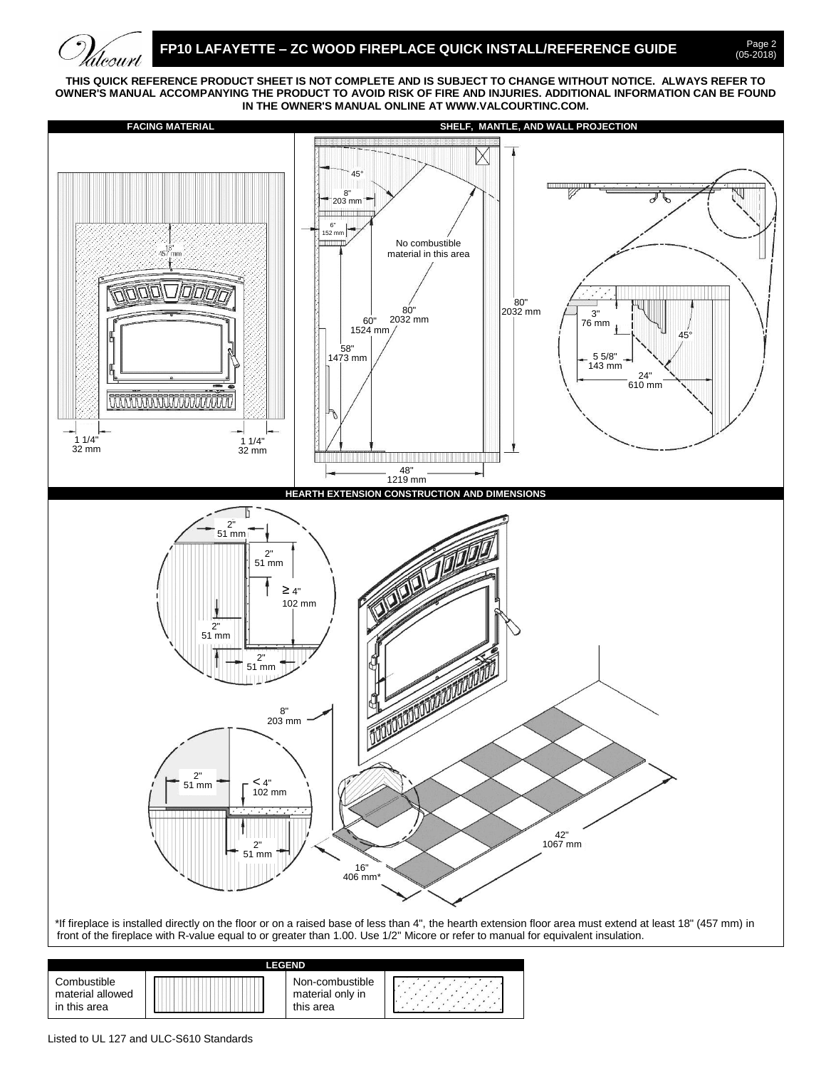# FP10 LAFAYETTE – ZC WOOD FIREPLACE QUICK INSTALL/REFERENCE GUIDE

**THIS QUICK REFERENCE PRODUCT SHEET IS NOT COMPLETE AND IS SUBJECT TO CHANGE WITHOUT NOTICE. ALWAYS REFER TO OWNER'S MANUAL ACCOMPANYING THE PRODUCT TO AVOID RISK OF FIRE AND INJURIES. ADDITIONAL INFORMATION CAN BE FOUND IN THE OWNER'S MANUAL ONLINE AT WWW.VALCOURTINC.COM.**

## FACING MATERIAL

18"
457 mm

1 1/4"
32 mm

1 1/4"
32 mm

## SHELF, MANTLE, AND WALL PROJECTION

45°

8"
203 mm

6"
152 mm

No combustible material in this area

80"
2032 mm

60"
1524 mm

58"
1473 mm

80"
2032 mm

48"
1219 mm

3"
76 mm

45°

5 5/8"
143 mm

24"
610 mm

## HEARTH EXTENSION CONSTRUCTION AND DIMENSIONS

2"
51 mm

2"
51 mm

≥ 4"
102 mm

2"
51 mm

2"
51 mm

8"
203 mm

2"
51 mm

< 4"
102 mm

2"
51 mm

42"
1067 mm

16"
406 mm*

*If fireplace is installed directly on the floor or on a raised base of less than 4", the hearth extension floor area must extend at least 18" (457 mm) in front of the fireplace with R-value equal to or greater than 1.00. Use 1/2" Micore or refer to manual for equivalent insulation.

## LEGEND

| | | | |
|---|---|---|---|
| Combustible material allowed in this area | | Non-combustible material only in this area | |

Listed to UL 127 and ULC-S610 Standards